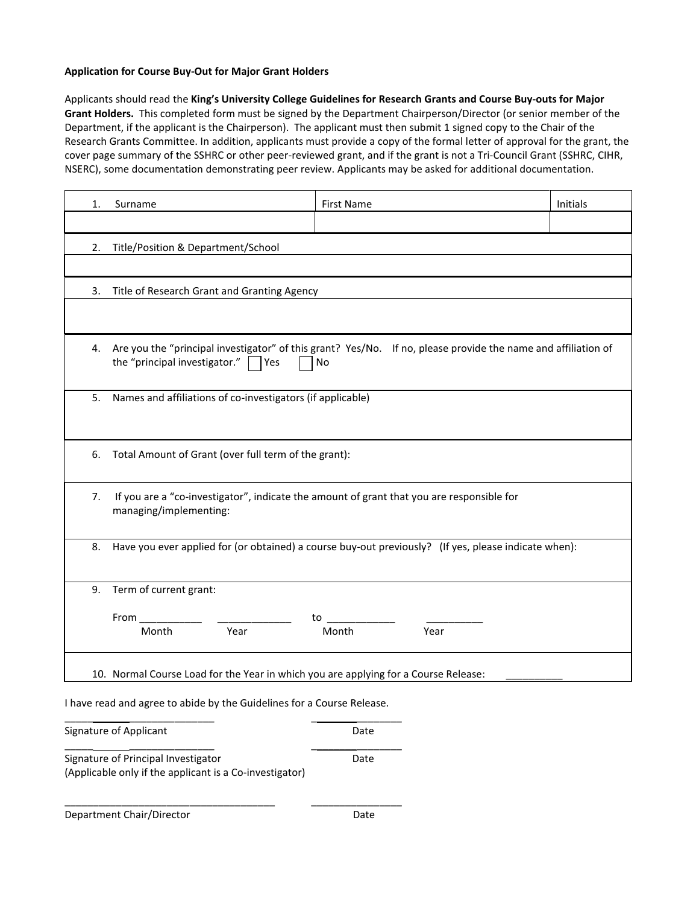**Application for Course Buy-Out for Major Grant Holders**

Applicants should read the **King's University College Guidelines for Research Grants and Course Buy-outs for Major Grant Holders.** This completed form must be signed by the Department Chairperson/Director (or senior member of the Department, if the applicant is the Chairperson). The applicant must then submit 1 signed copy to the Chair of the Research Grants Committee. In addition, applicants must provide a copy of the formal letter of approval for the grant, the cover page summary of the SSHRC or other peer-reviewed grant, and if the grant is not a Tri-Council Grant (SSHRC, CIHR, NSERC), some documentation demonstrating peer review. Applicants may be asked for additional documentation.

| 1. Surname | First Name | Initials |
|---|---|---|
| | | |

2. Title/Position & Department/School

\_\_\_\_\_\_\_\_\_\_\_\_\_\_\_\_\_\_\_\_\_\_\_\_\_\_\_\_\_\_\_\_\_\_\_\_\_\_

3. Title of Research Grant and Granting Agency

\_\_\_\_\_\_\_\_\_\_\_\_\_\_\_\_\_\_\_\_\_\_\_\_\_\_\_\_\_\_\_\_\_\_\_\_\_\_

4. Are you the "principal investigator" of this grant? Yes/No. If no, please provide the name and affiliation of the "principal investigator." ☐ Yes ☐ No

5. Names and affiliations of co-investigators (if applicable)

6. Total Amount of Grant (over full term of the grant):

7. If you are a "co-investigator", indicate the amount of grant that you are responsible for managing/implementing:

8. Have you ever applied for (or obtained) a course buy-out previously? (If yes, please indicate when):

9. Term of current grant:

   From \_\_\_\_\_\_\_\_\_\_\_ (Month) \_\_\_\_\_\_\_\_\_\_\_\_\_ (Year) to \_\_\_\_\_\_\_\_\_\_\_\_ (Month) \_\_\_\_\_\_\_\_\_\_ (Year)

10. Normal Course Load for the Year in which you are applying for a Course Release: \_\_\_\_\_\_\_\_\_\_

I have read and agree to abide by the Guidelines for a Course Release.

\_\_\_\_\_\_\_\_\_\_\_\_\_\_\_\_\_\_\_\_\_\_\_\_\_\_\_\_\_ \_\_\_\_\_\_\_\_\_\_\_\_\_\_\_\_
Signature of Applicant Date

\_\_\_\_\_\_\_\_\_\_\_\_\_\_\_\_\_\_\_\_\_\_\_\_\_\_\_\_\_ \_\_\_\_\_\_\_\_\_\_\_\_\_\_\_\_
Signature of Principal Investigator Date
(Applicable only if the applicant is a Co-investigator)

\_\_\_\_\_\_\_\_\_\_\_\_\_\_\_\_\_\_\_\_\_\_\_\_\_\_\_\_\_\_\_\_\_\_\_\_\_\_ \_\_\_\_\_\_\_\_\_\_\_\_\_\_\_\_
Department Chair/Director Date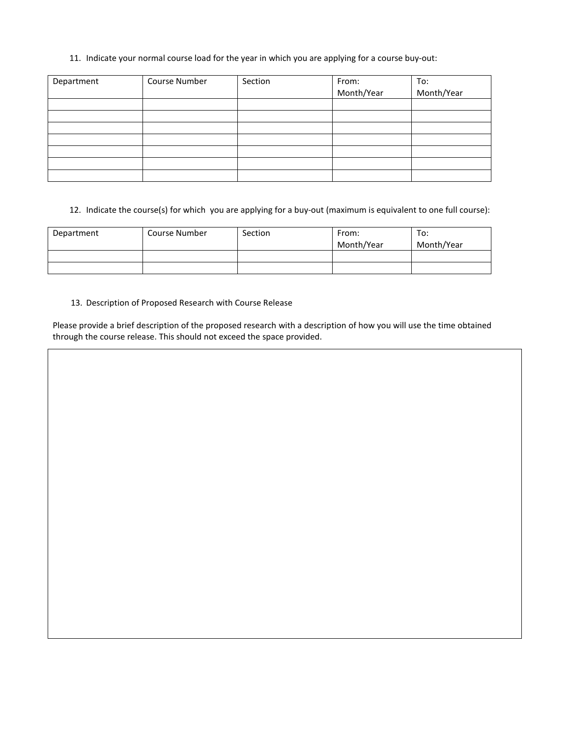11. Indicate your normal course load for the year in which you are applying for a course buy-out:

| Department | Course Number | Section | From: Month/Year | To: Month/Year |
|---|---|---|---|---|
| | | | | |
| | | | | |
| | | | | |
| | | | | |
| | | | | |
| | | | | |
| | | | | |

12. Indicate the course(s) for which you are applying for a buy-out (maximum is equivalent to one full course):

| Department | Course Number | Section | From: Month/Year | To: Month/Year |
|---|---|---|---|---|
| | | | | |
| | | | | |

13. Description of Proposed Research with Course Release

Please provide a brief description of the proposed research with a description of how you will use the time obtained through the course release. This should not exceed the space provided.

| |
|---|
| |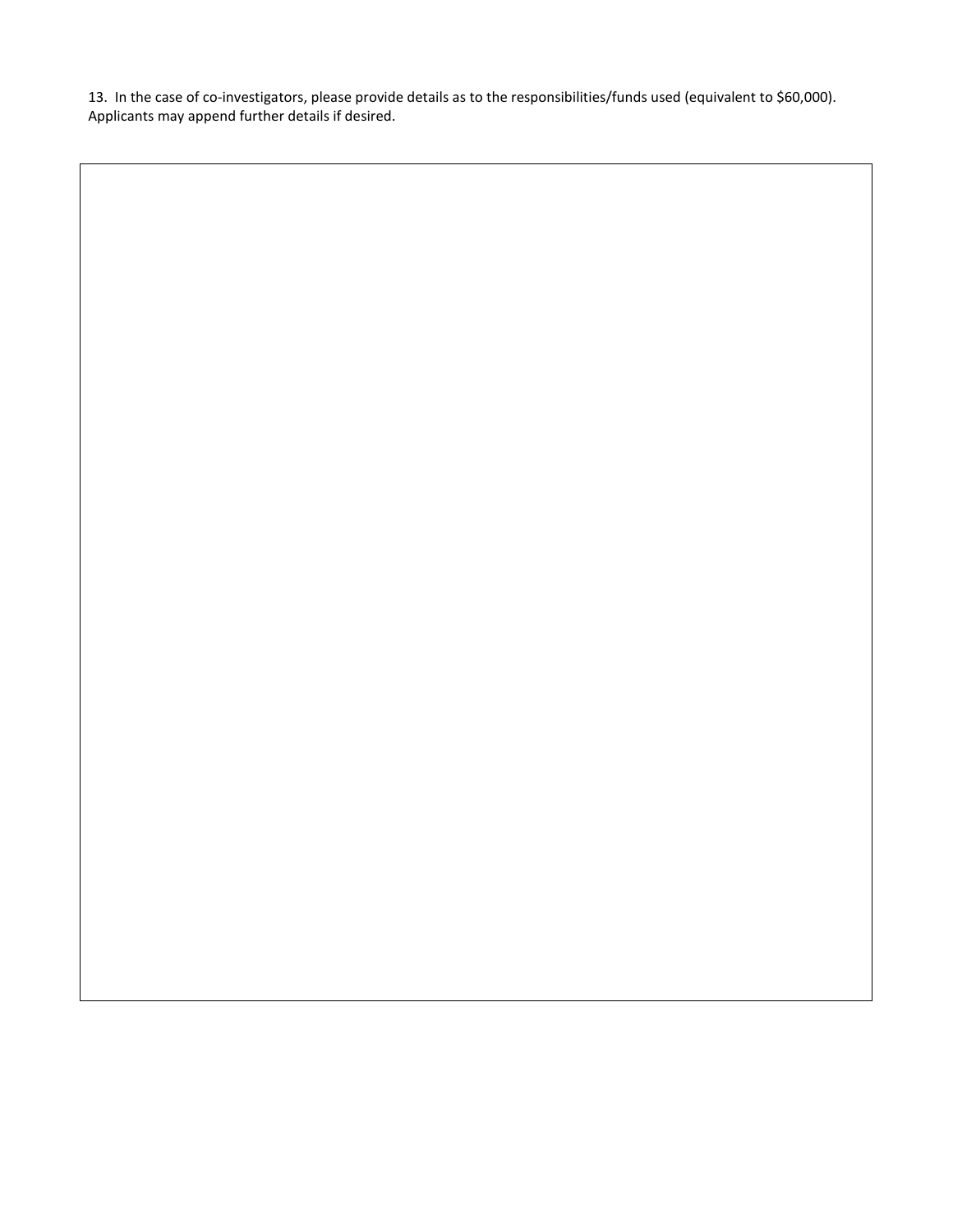13. In the case of co-investigators, please provide details as to the responsibilities/funds used (equivalent to $60,000). Applicants may append further details if desired.